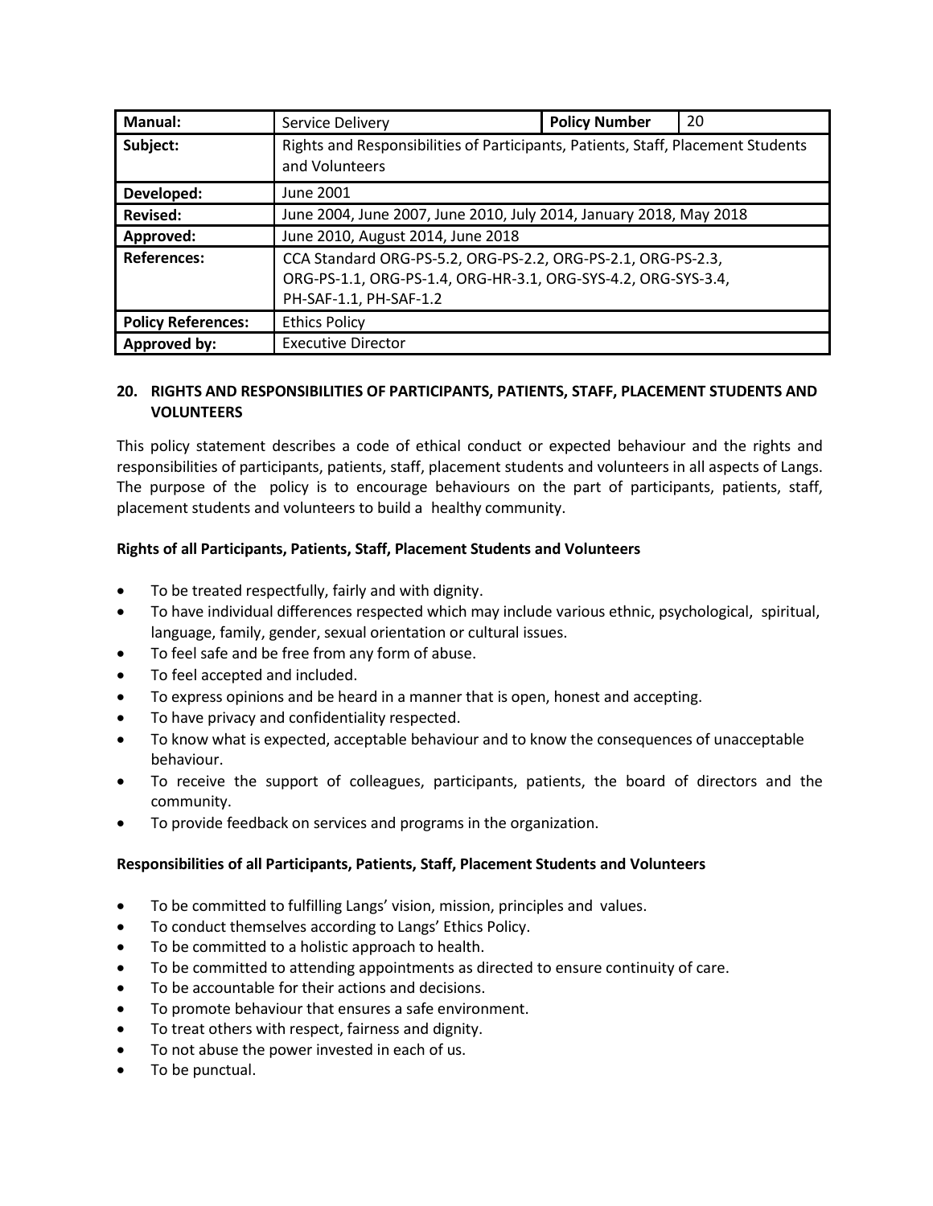| Manual: | Service Delivery | Policy Number | 20 |
|---|---|---|---|
| Subject: | Rights and Responsibilities of Participants, Patients, Staff, Placement Students and Volunteers | | |
| Developed: | June 2001 | | |
| Revised: | June 2004, June 2007, June 2010, July 2014, January 2018, May 2018 | | |
| Approved: | June 2010, August 2014, June 2018 | | |
| References: | CCA Standard ORG-PS-5.2, ORG-PS-2.2, ORG-PS-2.1, ORG-PS-2.3, ORG-PS-1.1, ORG-PS-1.4, ORG-HR-3.1, ORG-SYS-4.2, ORG-SYS-3.4, PH-SAF-1.1, PH-SAF-1.2 | | |
| Policy References: | Ethics Policy | | |
| Approved by: | Executive Director | | |

## 20. RIGHTS AND RESPONSIBILITIES OF PARTICIPANTS, PATIENTS, STAFF, PLACEMENT STUDENTS AND VOLUNTEERS

This policy statement describes a code of ethical conduct or expected behaviour and the rights and responsibilities of participants, patients, staff, placement students and volunteers in all aspects of Langs. The purpose of the policy is to encourage behaviours on the part of participants, patients, staff, placement students and volunteers to build a healthy community.

**Rights of all Participants, Patients, Staff, Placement Students and Volunteers**

- To be treated respectfully, fairly and with dignity.
- To have individual differences respected which may include various ethnic, psychological, spiritual, language, family, gender, sexual orientation or cultural issues.
- To feel safe and be free from any form of abuse.
- To feel accepted and included.
- To express opinions and be heard in a manner that is open, honest and accepting.
- To have privacy and confidentiality respected.
- To know what is expected, acceptable behaviour and to know the consequences of unacceptable behaviour.
- To receive the support of colleagues, participants, patients, the board of directors and the community.
- To provide feedback on services and programs in the organization.

**Responsibilities of all Participants, Patients, Staff, Placement Students and Volunteers**

- To be committed to fulfilling Langs' vision, mission, principles and values.
- To conduct themselves according to Langs' Ethics Policy.
- To be committed to a holistic approach to health.
- To be committed to attending appointments as directed to ensure continuity of care.
- To be accountable for their actions and decisions.
- To promote behaviour that ensures a safe environment.
- To treat others with respect, fairness and dignity.
- To not abuse the power invested in each of us.
- To be punctual.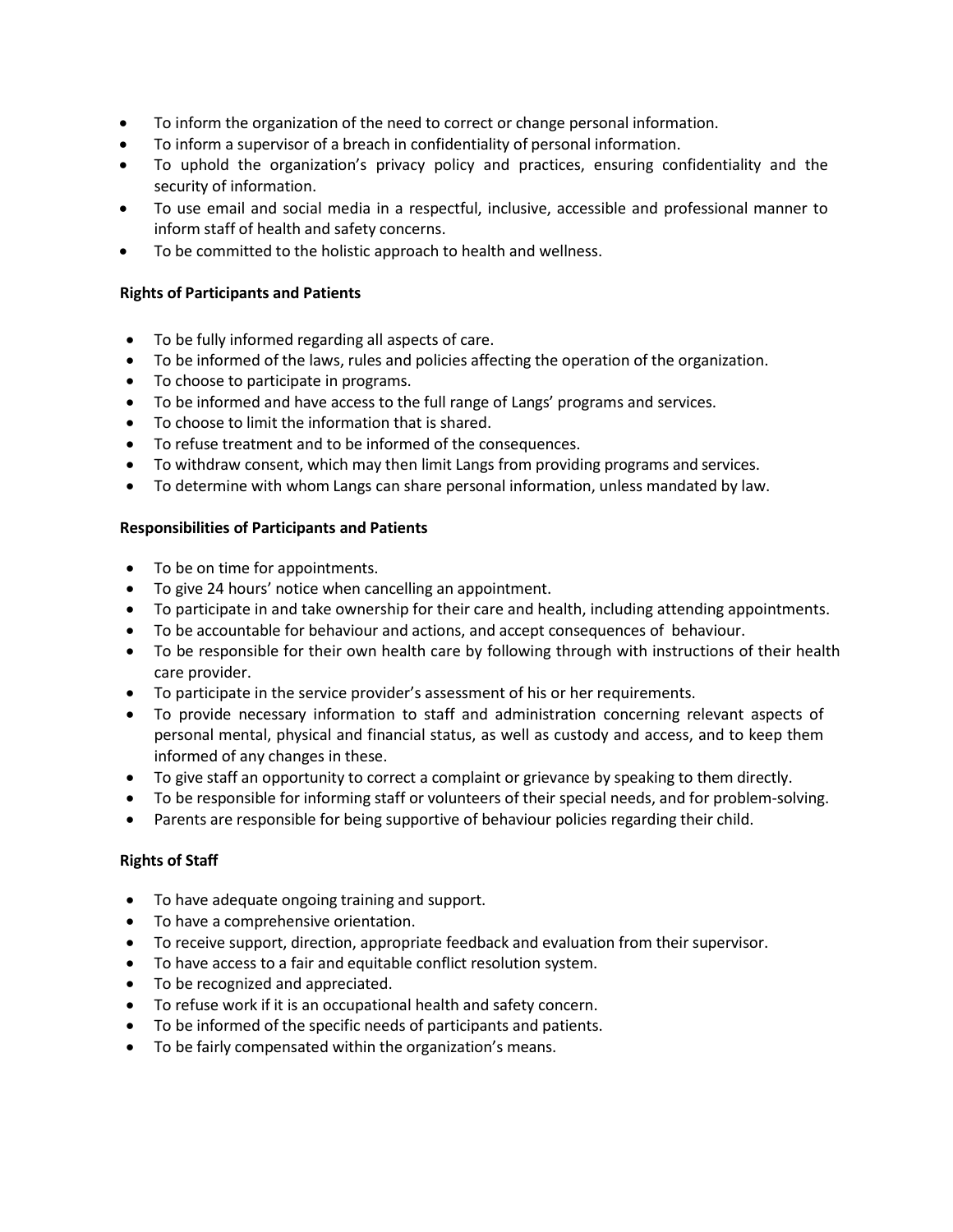- To inform the organization of the need to correct or change personal information.
- To inform a supervisor of a breach in confidentiality of personal information.
- To uphold the organization's privacy policy and practices, ensuring confidentiality and the security of information.
- To use email and social media in a respectful, inclusive, accessible and professional manner to inform staff of health and safety concerns.
- To be committed to the holistic approach to health and wellness.

**Rights of Participants and Patients**

- To be fully informed regarding all aspects of care.
- To be informed of the laws, rules and policies affecting the operation of the organization.
- To choose to participate in programs.
- To be informed and have access to the full range of Langs' programs and services.
- To choose to limit the information that is shared.
- To refuse treatment and to be informed of the consequences.
- To withdraw consent, which may then limit Langs from providing programs and services.
- To determine with whom Langs can share personal information, unless mandated by law.

**Responsibilities of Participants and Patients**

- To be on time for appointments.
- To give 24 hours' notice when cancelling an appointment.
- To participate in and take ownership for their care and health, including attending appointments.
- To be accountable for behaviour and actions, and accept consequences of behaviour.
- To be responsible for their own health care by following through with instructions of their health care provider.
- To participate in the service provider's assessment of his or her requirements.
- To provide necessary information to staff and administration concerning relevant aspects of personal mental, physical and financial status, as well as custody and access, and to keep them informed of any changes in these.
- To give staff an opportunity to correct a complaint or grievance by speaking to them directly.
- To be responsible for informing staff or volunteers of their special needs, and for problem-solving.
- Parents are responsible for being supportive of behaviour policies regarding their child.

**Rights of Staff**

- To have adequate ongoing training and support.
- To have a comprehensive orientation.
- To receive support, direction, appropriate feedback and evaluation from their supervisor.
- To have access to a fair and equitable conflict resolution system.
- To be recognized and appreciated.
- To refuse work if it is an occupational health and safety concern.
- To be informed of the specific needs of participants and patients.
- To be fairly compensated within the organization's means.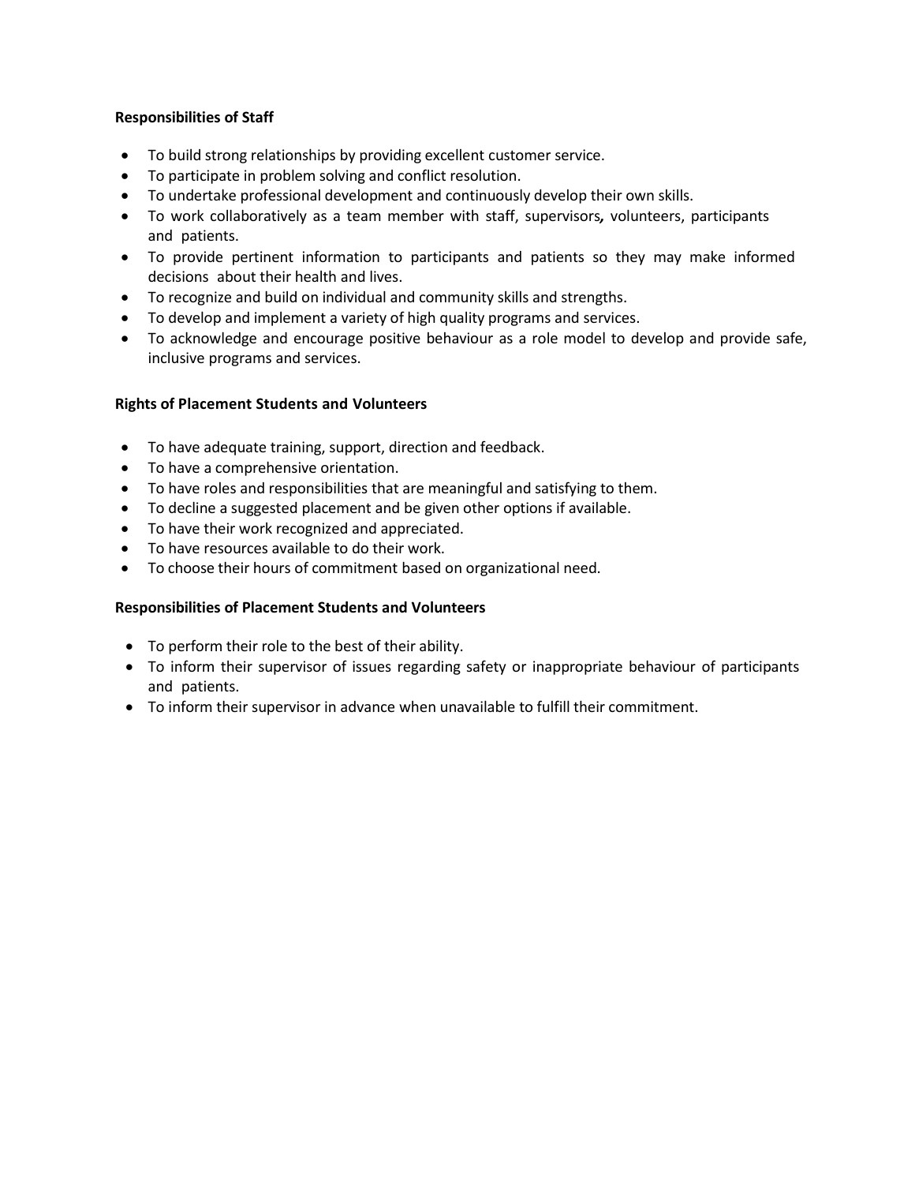**Responsibilities of Staff**

- To build strong relationships by providing excellent customer service.
- To participate in problem solving and conflict resolution.
- To undertake professional development and continuously develop their own skills.
- To work collaboratively as a team member with staff, supervisors*,* volunteers, participants and patients.
- To provide pertinent information to participants and patients so they may make informed decisions about their health and lives.
- To recognize and build on individual and community skills and strengths.
- To develop and implement a variety of high quality programs and services.
- To acknowledge and encourage positive behaviour as a role model to develop and provide safe, inclusive programs and services.

**Rights of Placement Students and Volunteers**

- To have adequate training, support, direction and feedback.
- To have a comprehensive orientation.
- To have roles and responsibilities that are meaningful and satisfying to them.
- To decline a suggested placement and be given other options if available.
- To have their work recognized and appreciated.
- To have resources available to do their work.
- To choose their hours of commitment based on organizational need.

**Responsibilities of Placement Students and Volunteers**

- To perform their role to the best of their ability.
- To inform their supervisor of issues regarding safety or inappropriate behaviour of participants and patients.
- To inform their supervisor in advance when unavailable to fulfill their commitment.